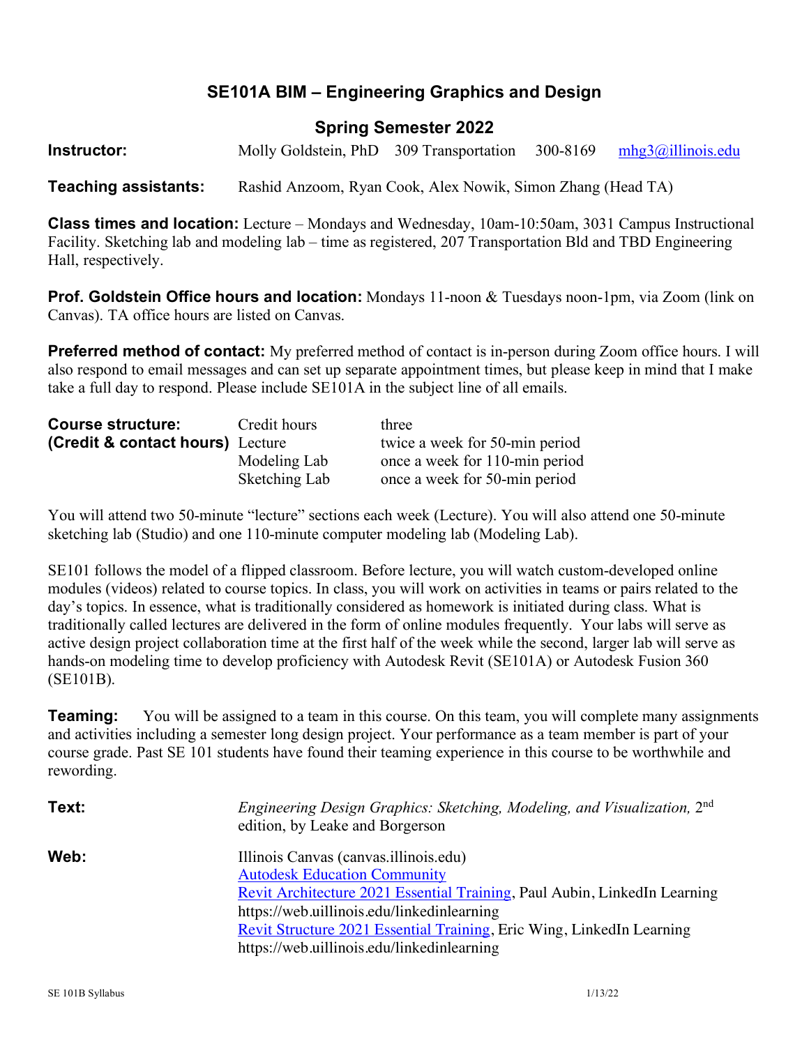# SE101A BIM – Engineering Graphics and Design

## Spring Semester 2022

**Instructor:** Molly Goldstein, PhD 309 Transportation 300-8169 mhg3@illinois.edu

**Teaching assistants:** Rashid Anzoom, Ryan Cook, Alex Nowik, Simon Zhang (Head TA)

**Class times and location:** Lecture – Mondays and Wednesday, 10am-10:50am, 3031 Campus Instructional Facility. Sketching lab and modeling lab – time as registered, 207 Transportation Bld and TBD Engineering Hall, respectively.

**Prof. Goldstein Office hours and location:** Mondays 11-noon & Tuesdays noon-1pm, via Zoom (link on Canvas). TA office hours are listed on Canvas.

**Preferred method of contact:** My preferred method of contact is in-person during Zoom office hours. I will also respond to email messages and can set up separate appointment times, but please keep in mind that I make take a full day to respond. Please include SE101A in the subject line of all emails.

| **Course structure: (Credit & contact hours)** | | |
|---|---|---|
| | Credit hours | three |
| | Lecture | twice a week for 50-min period |
| | Modeling Lab | once a week for 110-min period |
| | Sketching Lab | once a week for 50-min period |

You will attend two 50-minute "lecture" sections each week (Lecture). You will also attend one 50-minute sketching lab (Studio) and one 110-minute computer modeling lab (Modeling Lab).

SE101 follows the model of a flipped classroom. Before lecture, you will watch custom-developed online modules (videos) related to course topics. In class, you will work on activities in teams or pairs related to the day's topics. In essence, what is traditionally considered as homework is initiated during class. What is traditionally called lectures are delivered in the form of online modules frequently. Your labs will serve as active design project collaboration time at the first half of the week while the second, larger lab will serve as hands-on modeling time to develop proficiency with Autodesk Revit (SE101A) or Autodesk Fusion 360 (SE101B).

**Teaming:** You will be assigned to a team in this course. On this team, you will complete many assignments and activities including a semester long design project. Your performance as a team member is part of your course grade. Past SE 101 students have found their teaming experience in this course to be worthwhile and rewording.

**Text:** *Engineering Design Graphics: Sketching, Modeling, and Visualization,* 2nd edition, by Leake and Borgerson

**Web:**
Illinois Canvas (canvas.illinois.edu)
Autodesk Education Community
Revit Architecture 2021 Essential Training, Paul Aubin, LinkedIn Learning https://web.uillinois.edu/linkedinlearning
Revit Structure 2021 Essential Training, Eric Wing, LinkedIn Learning https://web.uillinois.edu/linkedinlearning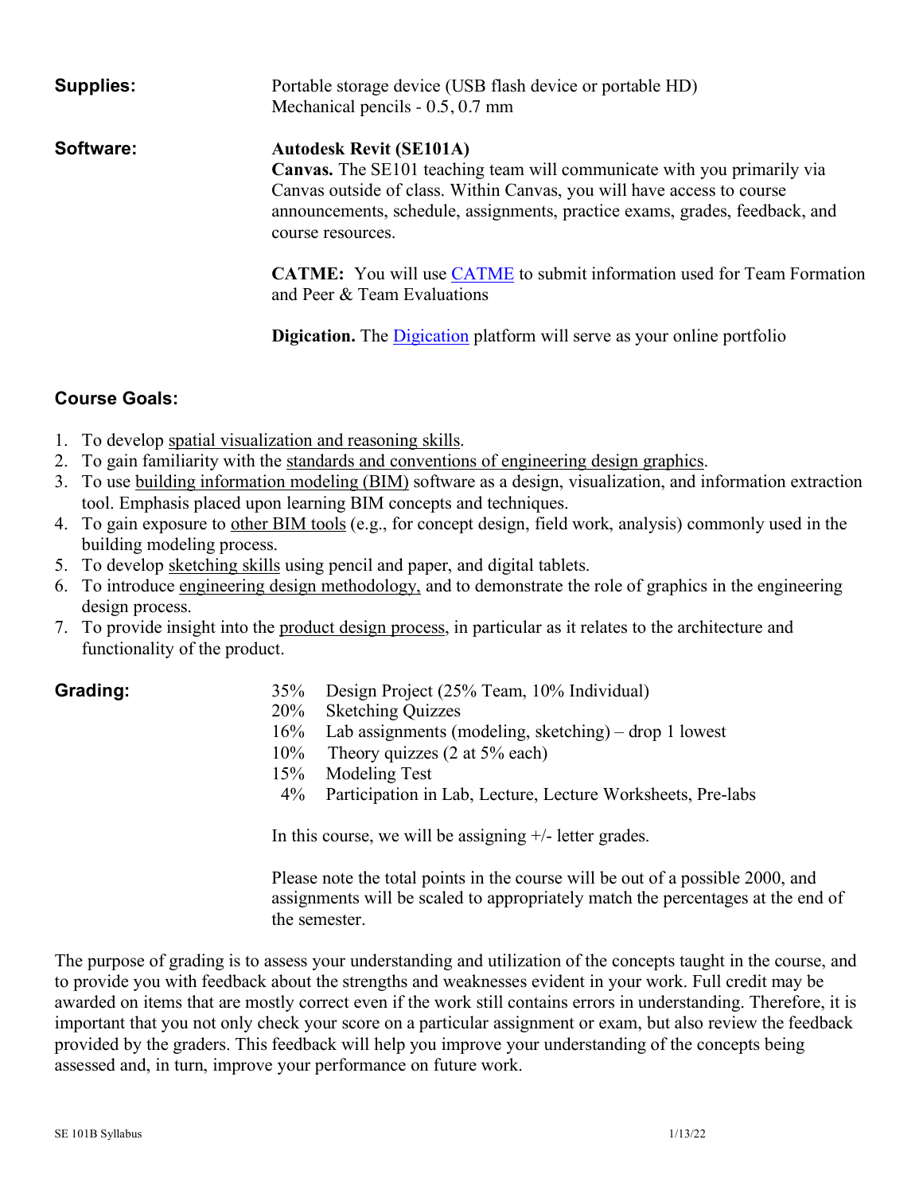**Supplies:** Portable storage device (USB flash device or portable HD)
Mechanical pencils - 0.5, 0.7 mm

**Software:** **Autodesk Revit (SE101A)**

**Canvas.** The SE101 teaching team will communicate with you primarily via Canvas outside of class. Within Canvas, you will have access to course announcements, schedule, assignments, practice exams, grades, feedback, and course resources.

**CATME:** You will use CATME to submit information used for Team Formation and Peer & Team Evaluations

**Digication.** The Digication platform will serve as your online portfolio

## Course Goals:

1. To develop spatial visualization and reasoning skills.
2. To gain familiarity with the standards and conventions of engineering design graphics.
3. To use building information modeling (BIM) software as a design, visualization, and information extraction tool. Emphasis placed upon learning BIM concepts and techniques.
4. To gain exposure to other BIM tools (e.g., for concept design, field work, analysis) commonly used in the building modeling process.
5. To develop sketching skills using pencil and paper, and digital tablets.
6. To introduce engineering design methodology, and to demonstrate the role of graphics in the engineering design process.
7. To provide insight into the product design process, in particular as it relates to the architecture and functionality of the product.

**Grading:**

- 35% Design Project (25% Team, 10% Individual)
- 20% Sketching Quizzes
- 16% Lab assignments (modeling, sketching) – drop 1 lowest
- 10% Theory quizzes (2 at 5% each)
- 15% Modeling Test
- 4% Participation in Lab, Lecture, Lecture Worksheets, Pre-labs

In this course, we will be assigning +/- letter grades.

Please note the total points in the course will be out of a possible 2000, and assignments will be scaled to appropriately match the percentages at the end of the semester.

The purpose of grading is to assess your understanding and utilization of the concepts taught in the course, and to provide you with feedback about the strengths and weaknesses evident in your work. Full credit may be awarded on items that are mostly correct even if the work still contains errors in understanding. Therefore, it is important that you not only check your score on a particular assignment or exam, but also review the feedback provided by the graders. This feedback will help you improve your understanding of the concepts being assessed and, in turn, improve your performance on future work.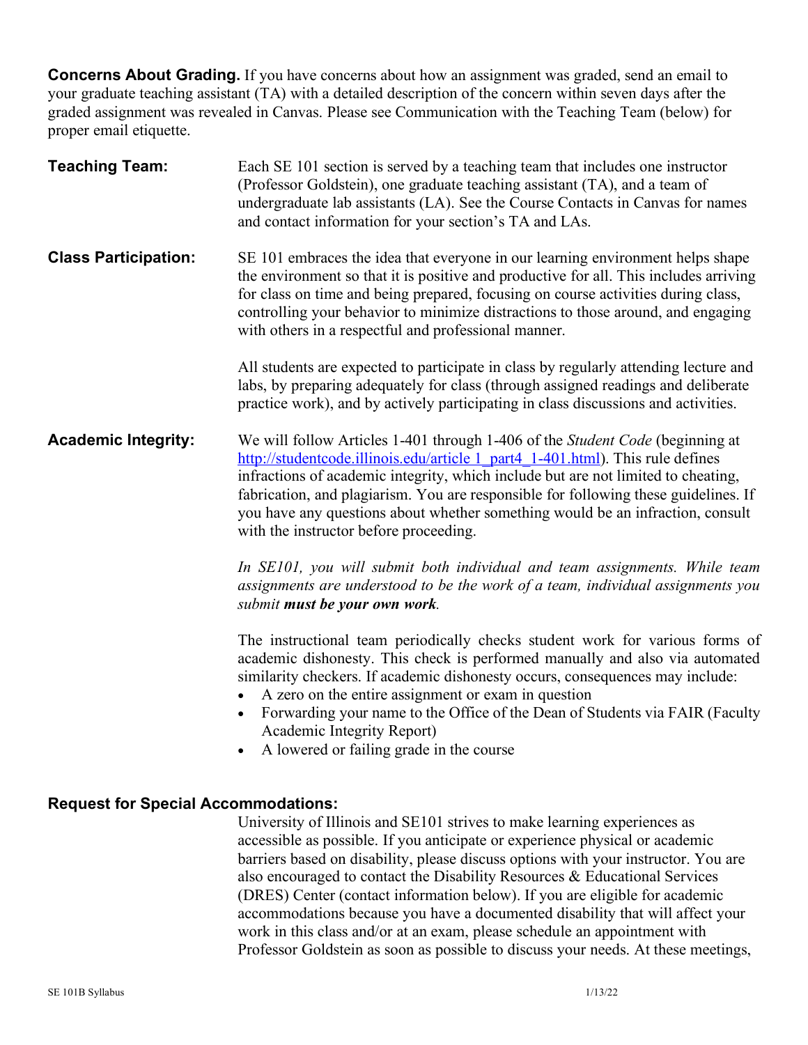**Concerns About Grading.** If you have concerns about how an assignment was graded, send an email to your graduate teaching assistant (TA) with a detailed description of the concern within seven days after the graded assignment was revealed in Canvas. Please see Communication with the Teaching Team (below) for proper email etiquette.

**Teaching Team:**

Each SE 101 section is served by a teaching team that includes one instructor (Professor Goldstein), one graduate teaching assistant (TA), and a team of undergraduate lab assistants (LA). See the Course Contacts in Canvas for names and contact information for your section's TA and LAs.

**Class Participation:**

SE 101 embraces the idea that everyone in our learning environment helps shape the environment so that it is positive and productive for all. This includes arriving for class on time and being prepared, focusing on course activities during class, controlling your behavior to minimize distractions to those around, and engaging with others in a respectful and professional manner.

All students are expected to participate in class by regularly attending lecture and labs, by preparing adequately for class (through assigned readings and deliberate practice work), and by actively participating in class discussions and activities.

**Academic Integrity:**

We will follow Articles 1-401 through 1-406 of the *Student Code* (beginning at http://studentcode.illinois.edu/article_1_part4_1-401.html). This rule defines infractions of academic integrity, which include but are not limited to cheating, fabrication, and plagiarism. You are responsible for following these guidelines. If you have any questions about whether something would be an infraction, consult with the instructor before proceeding.

*In SE101, you will submit both individual and team assignments. While team assignments are understood to be the work of a team, individual assignments you submit* ***must be your own work****.*

The instructional team periodically checks student work for various forms of academic dishonesty. This check is performed manually and also via automated similarity checkers. If academic dishonesty occurs, consequences may include:

- A zero on the entire assignment or exam in question
- Forwarding your name to the Office of the Dean of Students via FAIR (Faculty Academic Integrity Report)
- A lowered or failing grade in the course

**Request for Special Accommodations:**

University of Illinois and SE101 strives to make learning experiences as accessible as possible. If you anticipate or experience physical or academic barriers based on disability, please discuss options with your instructor. You are also encouraged to contact the Disability Resources & Educational Services (DRES) Center (contact information below). If you are eligible for academic accommodations because you have a documented disability that will affect your work in this class and/or at an exam, please schedule an appointment with Professor Goldstein as soon as possible to discuss your needs. At these meetings,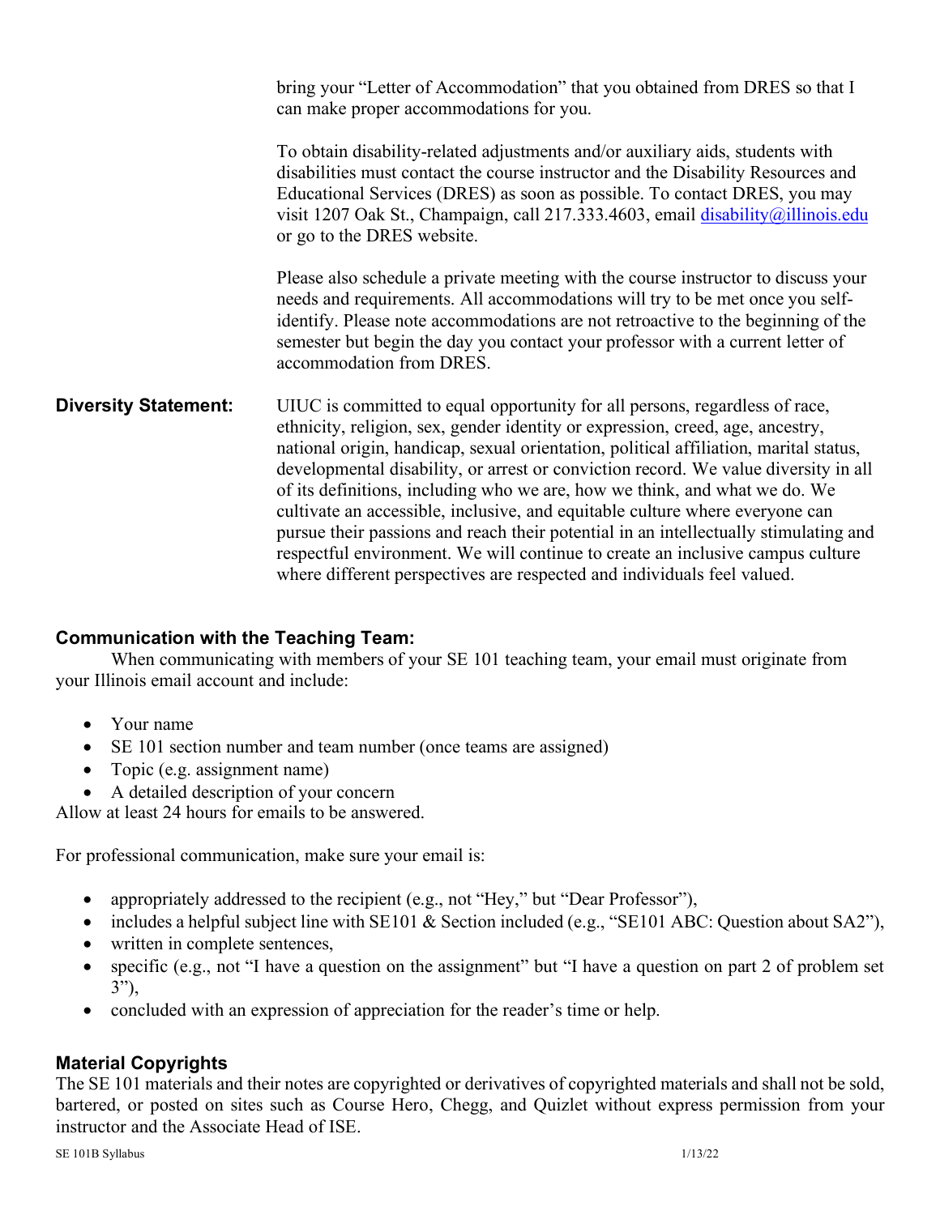bring your "Letter of Accommodation" that you obtained from DRES so that I can make proper accommodations for you.

To obtain disability-related adjustments and/or auxiliary aids, students with disabilities must contact the course instructor and the Disability Resources and Educational Services (DRES) as soon as possible. To contact DRES, you may visit 1207 Oak St., Champaign, call 217.333.4603, email [disability@illinois.edu](mailto:disability@illinois.edu) or go to the DRES website.

Please also schedule a private meeting with the course instructor to discuss your needs and requirements. All accommodations will try to be met once you self-identify. Please note accommodations are not retroactive to the beginning of the semester but begin the day you contact your professor with a current letter of accommodation from DRES.

**Diversity Statement:** UIUC is committed to equal opportunity for all persons, regardless of race, ethnicity, religion, sex, gender identity or expression, creed, age, ancestry, national origin, handicap, sexual orientation, political affiliation, marital status, developmental disability, or arrest or conviction record. We value diversity in all of its definitions, including who we are, how we think, and what we do. We cultivate an accessible, inclusive, and equitable culture where everyone can pursue their passions and reach their potential in an intellectually stimulating and respectful environment. We will continue to create an inclusive campus culture where different perspectives are respected and individuals feel valued.

### Communication with the Teaching Team:

When communicating with members of your SE 101 teaching team, your email must originate from your Illinois email account and include:

- Your name
- SE 101 section number and team number (once teams are assigned)
- Topic (e.g. assignment name)
- A detailed description of your concern

Allow at least 24 hours for emails to be answered.

For professional communication, make sure your email is:

- appropriately addressed to the recipient (e.g., not "Hey," but "Dear Professor"),
- includes a helpful subject line with SE101 & Section included (e.g., "SE101 ABC: Question about SA2"),
- written in complete sentences,
- specific (e.g., not "I have a question on the assignment" but "I have a question on part 2 of problem set 3"),
- concluded with an expression of appreciation for the reader's time or help.

### Material Copyrights

The SE 101 materials and their notes are copyrighted or derivatives of copyrighted materials and shall not be sold, bartered, or posted on sites such as Course Hero, Chegg, and Quizlet without express permission from your instructor and the Associate Head of ISE.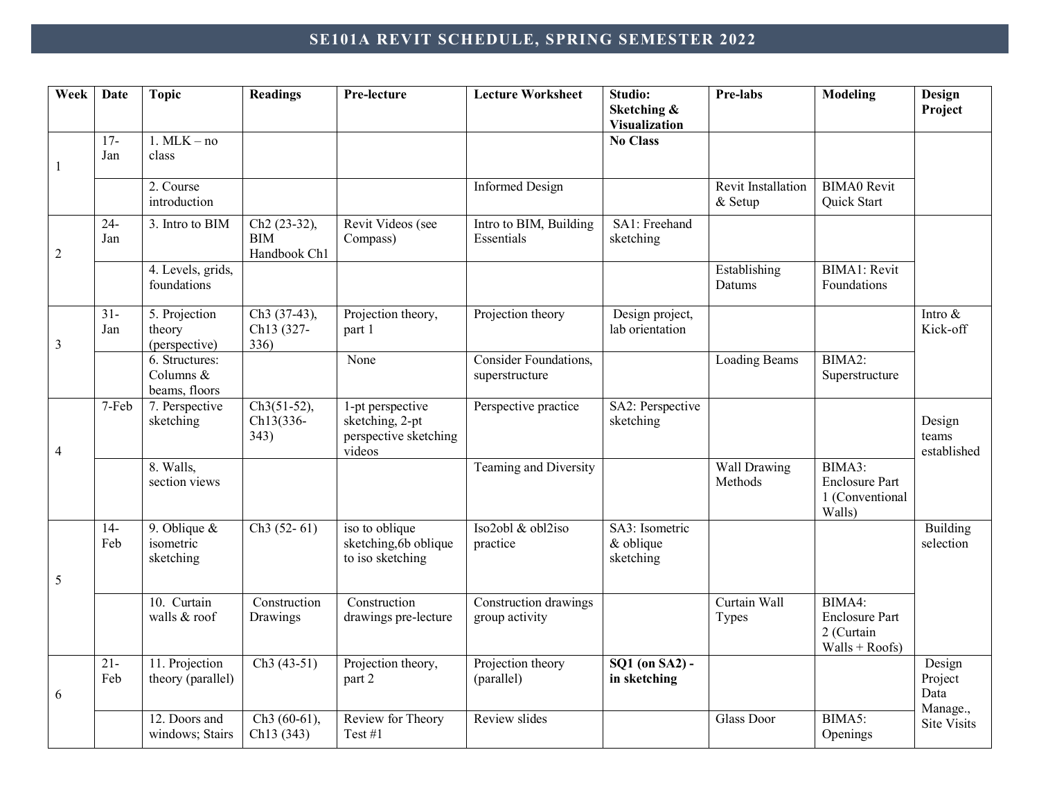# SE101A REVIT SCHEDULE, SPRING SEMESTER 2022

| Week | Date | Topic | Readings | Pre-lecture | Lecture Worksheet | Studio: Sketching & Visualization | Pre-labs | Modeling | Design Project |
|---|---|---|---|---|---|---|---|---|---|
| 1 | 17-Jan | 1. MLK – no class | | | | **No Class** | | | |
| | | 2. Course introduction | | | Informed Design | | Revit Installation & Setup | BIMA0 Revit Quick Start | |
| 2 | 24-Jan | 3. Intro to BIM | Ch2 (23-32), BIM Handbook Ch1 | Revit Videos (see Compass) | Intro to BIM, Building Essentials | SA1: Freehand sketching | | | |
| | | 4. Levels, grids, foundations | | | | | Establishing Datums | BIMA1: Revit Foundations | |
| 3 | 31-Jan | 5. Projection theory (perspective) | Ch3 (37-43), Ch13 (327-336) | Projection theory, part 1 | Projection theory | Design project, lab orientation | | | Intro & Kick-off |
| | | 6. Structures: Columns & beams, floors | | None | Consider Foundations, superstructure | | Loading Beams | BIMA2: Superstructure | |
| 4 | 7-Feb | 7. Perspective sketching | Ch3(51-52), Ch13(336-343) | 1-pt perspective sketching, 2-pt perspective sketching videos | Perspective practice | SA2: Perspective sketching | | | Design teams established |
| | | 8. Walls, section views | | | Teaming and Diversity | | Wall Drawing Methods | BIMA3: Enclosure Part 1 (Conventional Walls) | |
| 5 | 14-Feb | 9. Oblique & isometric sketching | Ch3 (52- 61) | iso to oblique sketching,6b oblique to iso sketching | Iso2obl & obl2iso practice | SA3: Isometric & oblique sketching | | | Building selection |
| | | 10. Curtain walls & roof | Construction Drawings | Construction drawings pre-lecture | Construction drawings group activity | | Curtain Wall Types | BIMA4: Enclosure Part 2 (Curtain Walls + Roofs) | |
| 6 | 21-Feb | 11. Projection theory (parallel) | Ch3 (43-51) | Projection theory, part 2 | Projection theory (parallel) | **SQ1 (on SA2) - in sketching** | | | Design Project Data Manage., Site Visits |
| | | 12. Doors and windows; Stairs | Ch3 (60-61), Ch13 (343) | Review for Theory Test #1 | Review slides | | Glass Door | BIMA5: Openings | |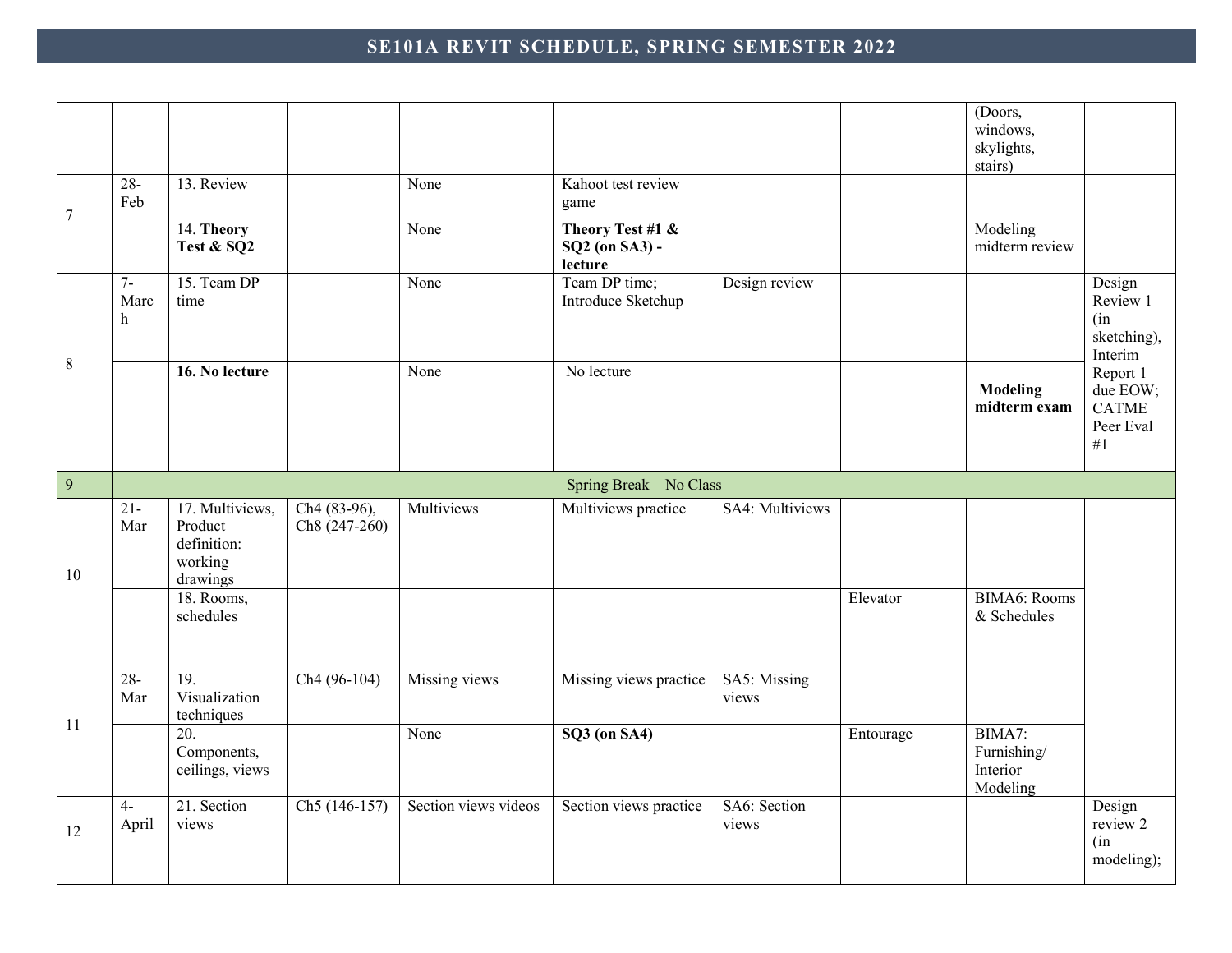## SE101A REVIT SCHEDULE, SPRING SEMESTER 2022

| | | | | | | | | | |
|---|---|---|---|---|---|---|---|---|---|
| | | | | | | | | (Doors, windows, skylights, stairs) | |
| 7 | 28-Feb | 13. Review | | None | Kahoot test review game | | | | |
| | | 14. **Theory Test & SQ2** | | None | **Theory Test #1 & SQ2 (on SA3) - lecture** | | | Modeling midterm review | |
| 8 | 7-March | 15. Team DP time | | None | Team DP time; Introduce Sketchup | Design review | | | Design Review 1 (in sketching), Interim Report 1 due EOW; CATME Peer Eval #1 |
| | | **16. No lecture** | | None | No lecture | | | **Modeling midterm exam** | |
| 9 | Spring Break – No Class | | | | | | | | |
| 10 | 21-Mar | 17. Multiviews, Product definition: working drawings | Ch4 (83-96), Ch8 (247-260) | Multiviews | Multiviews practice | SA4: Multiviews | | | |
| | | 18. Rooms, schedules | | | | | Elevator | BIMA6: Rooms & Schedules | |
| 11 | 28-Mar | 19. Visualization techniques | Ch4 (96-104) | Missing views | Missing views practice | SA5: Missing views | | | |
| | | 20. Components, ceilings, views | | None | **SQ3 (on SA4)** | | Entourage | BIMA7: Furnishing/ Interior Modeling | |
| 12 | 4-April | 21. Section views | Ch5 (146-157) | Section views videos | Section views practice | SA6: Section views | | | Design review 2 (in modeling); |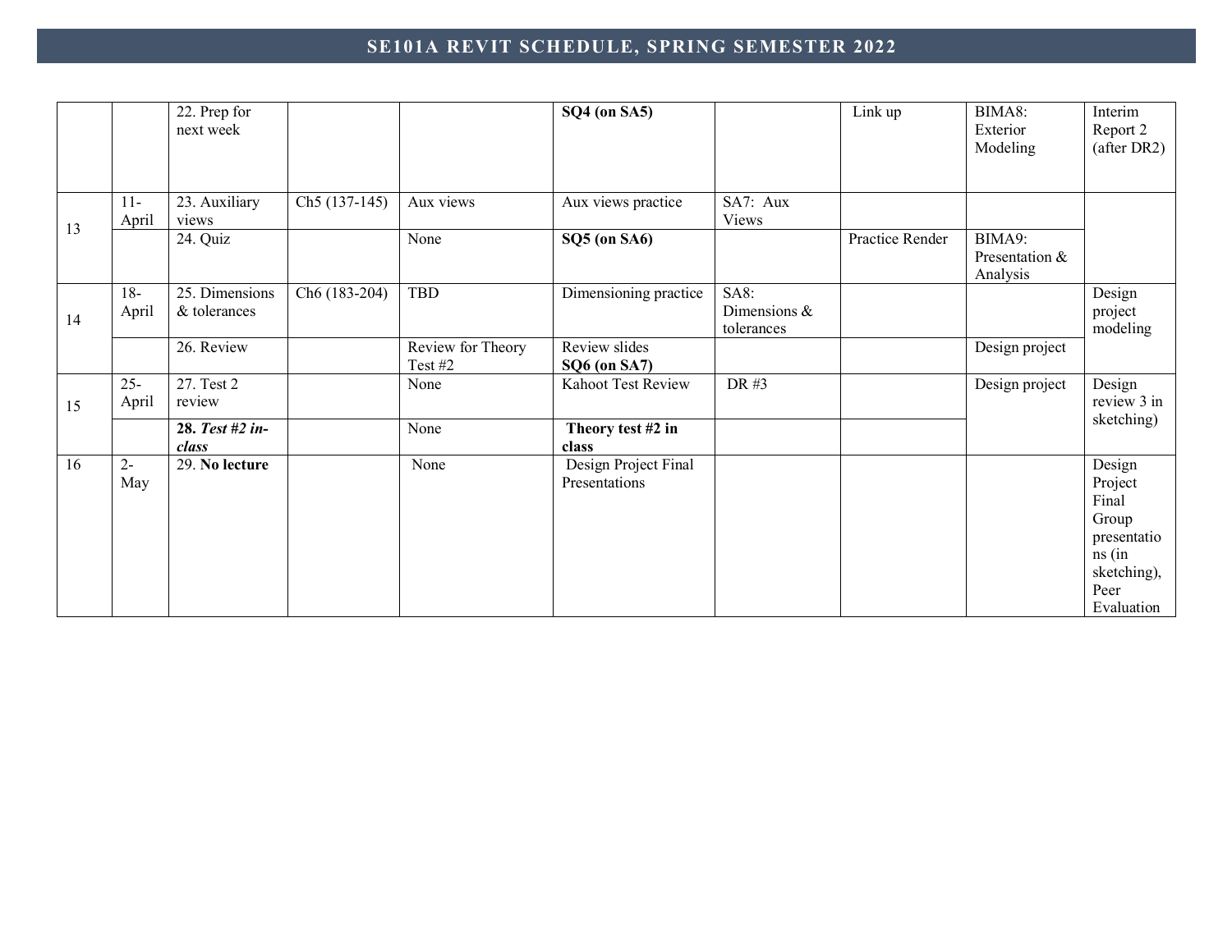# SE101A REVIT SCHEDULE, SPRING SEMESTER 2022

| | | | | | | | | | |
|---|---|---|---|---|---|---|---|---|---|
| | | 22. Prep for next week | | | **SQ4 (on SA5)** | | Link up | BIMA8: Exterior Modeling | Interim Report 2 (after DR2) |
| 13 | 11-April | 23. Auxiliary views | Ch5 (137-145) | Aux views | Aux views practice | SA7: Aux Views | | | |
| | | 24. Quiz | | None | **SQ5 (on SA6)** | | Practice Render | BIMA9: Presentation & Analysis | |
| 14 | 18-April | 25. Dimensions & tolerances | Ch6 (183-204) | TBD | Dimensioning practice | SA8: Dimensions & tolerances | | | Design project modeling |
| | | 26. Review | | Review for Theory Test #2 | Review slides **SQ6 (on SA7)** | | | Design project | |
| 15 | 25-April | 27. Test 2 review | | None | Kahoot Test Review | DR #3 | | Design project | Design review 3 in sketching) |
| | | ***28. Test #2 in-class*** | | None | **Theory test #2 in class** | | | | |
| 16 | 2-May | 29. **No lecture** | | None | Design Project Final Presentations | | | | Design Project Final Group presentations (in sketching), Peer Evaluation |